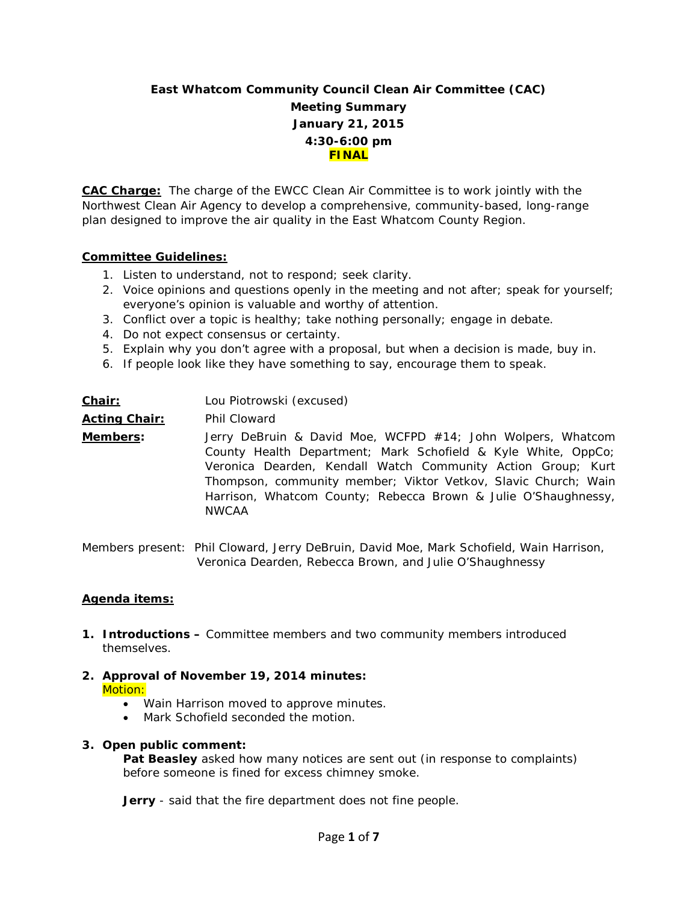# East Whatcom Community Council Clean Air Committee (CAC)

## Meeting Summary

**January 21, 2015**

**4:30-6:00 pm**

**FINAL**

**CAC Charge:** The charge of the EWCC Clean Air Committee is to work jointly with the Northwest Clean Air Agency to develop a comprehensive, community-based, long-range plan designed to improve the air quality in the East Whatcom County Region.

**Committee Guidelines:**

1. Listen to understand, not to respond; seek clarity.
2. Voice opinions and questions openly in the meeting and not after; speak for yourself; everyone's opinion is valuable and worthy of attention.
3. Conflict over a topic is healthy; take nothing personally; engage in debate.
4. Do not expect consensus or certainty.
5. Explain why you don't agree with a proposal, but when a decision is made, buy in.
6. If people look like they have something to say, encourage them to speak.

**Chair:** Lou Piotrowski (excused)

**Acting Chair:** Phil Cloward

**Members:** Jerry DeBruin & David Moe, WCFPD #14; John Wolpers, Whatcom County Health Department; Mark Schofield & Kyle White, OppCo; Veronica Dearden, Kendall Watch Community Action Group; Kurt Thompson, community member; Viktor Vetkov, Slavic Church; Wain Harrison, Whatcom County; Rebecca Brown & Julie O'Shaughnessy, NWCAA

Members present: Phil Cloward, Jerry DeBruin, David Moe, Mark Schofield, Wain Harrison, Veronica Dearden, Rebecca Brown, and Julie O'Shaughnessy

**Agenda items:**

1. **Introductions –** Committee members and two community members introduced themselves.

2. **Approval of November 19, 2014 minutes:**
   Motion:
   - Wain Harrison moved to approve minutes.
   - Mark Schofield seconded the motion.

3. **Open public comment:**
   **Pat Beasley** asked how many notices are sent out (in response to complaints) before someone is fined for excess chimney smoke.

   **Jerry** - said that the fire department does not fine people.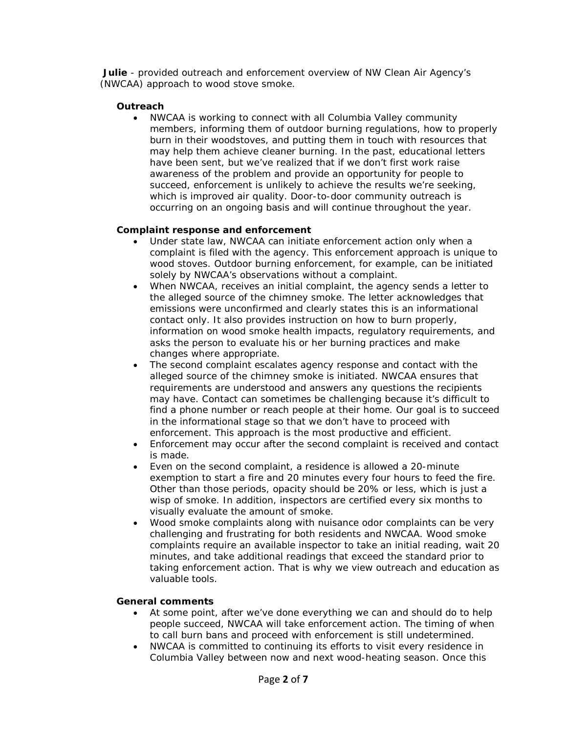**Julie** - provided outreach and enforcement overview of NW Clean Air Agency's (NWCAA) approach to wood stove smoke.

**Outreach**

- NWCAA is working to connect with all Columbia Valley community members, informing them of outdoor burning regulations, how to properly burn in their woodstoves, and putting them in touch with resources that may help them achieve cleaner burning. In the past, educational letters have been sent, but we've realized that if we don't first work raise awareness of the problem and provide an opportunity for people to succeed, enforcement is unlikely to achieve the results we're seeking, which is improved air quality. Door-to-door community outreach is occurring on an ongoing basis and will continue throughout the year.

**Complaint response and enforcement**

- Under state law, NWCAA can initiate enforcement action only when a complaint is filed with the agency. This enforcement approach is unique to wood stoves. Outdoor burning enforcement, for example, can be initiated solely by NWCAA's observations without a complaint.
- When NWCAA, receives an initial complaint, the agency sends a letter to the alleged source of the chimney smoke. The letter acknowledges that emissions were unconfirmed and clearly states this is an informational contact only. It also provides instruction on how to burn properly, information on wood smoke health impacts, regulatory requirements, and asks the person to evaluate his or her burning practices and make changes where appropriate.
- The second complaint escalates agency response and contact with the alleged source of the chimney smoke is initiated. NWCAA ensures that requirements are understood and answers any questions the recipients may have. Contact can sometimes be challenging because it's difficult to find a phone number or reach people at their home. Our goal is to succeed in the informational stage so that we don't have to proceed with enforcement. This approach is the most productive and efficient.
- Enforcement may occur after the second complaint is received and contact is made.
- Even on the second complaint, a residence is allowed a 20-minute exemption to start a fire and 20 minutes every four hours to feed the fire. Other than those periods, opacity should be 20% or less, which is just a wisp of smoke. In addition, inspectors are certified every six months to visually evaluate the amount of smoke.
- Wood smoke complaints along with nuisance odor complaints can be very challenging and frustrating for both residents and NWCAA. Wood smoke complaints require an available inspector to take an initial reading, wait 20 minutes, and take additional readings that exceed the standard prior to taking enforcement action. That is why we view outreach and education as valuable tools.

**General comments**

- At some point, after we've done everything we can and should do to help people succeed, NWCAA will take enforcement action. The timing of when to call burn bans and proceed with enforcement is still undetermined.
- NWCAA is committed to continuing its efforts to visit every residence in Columbia Valley between now and next wood-heating season. Once this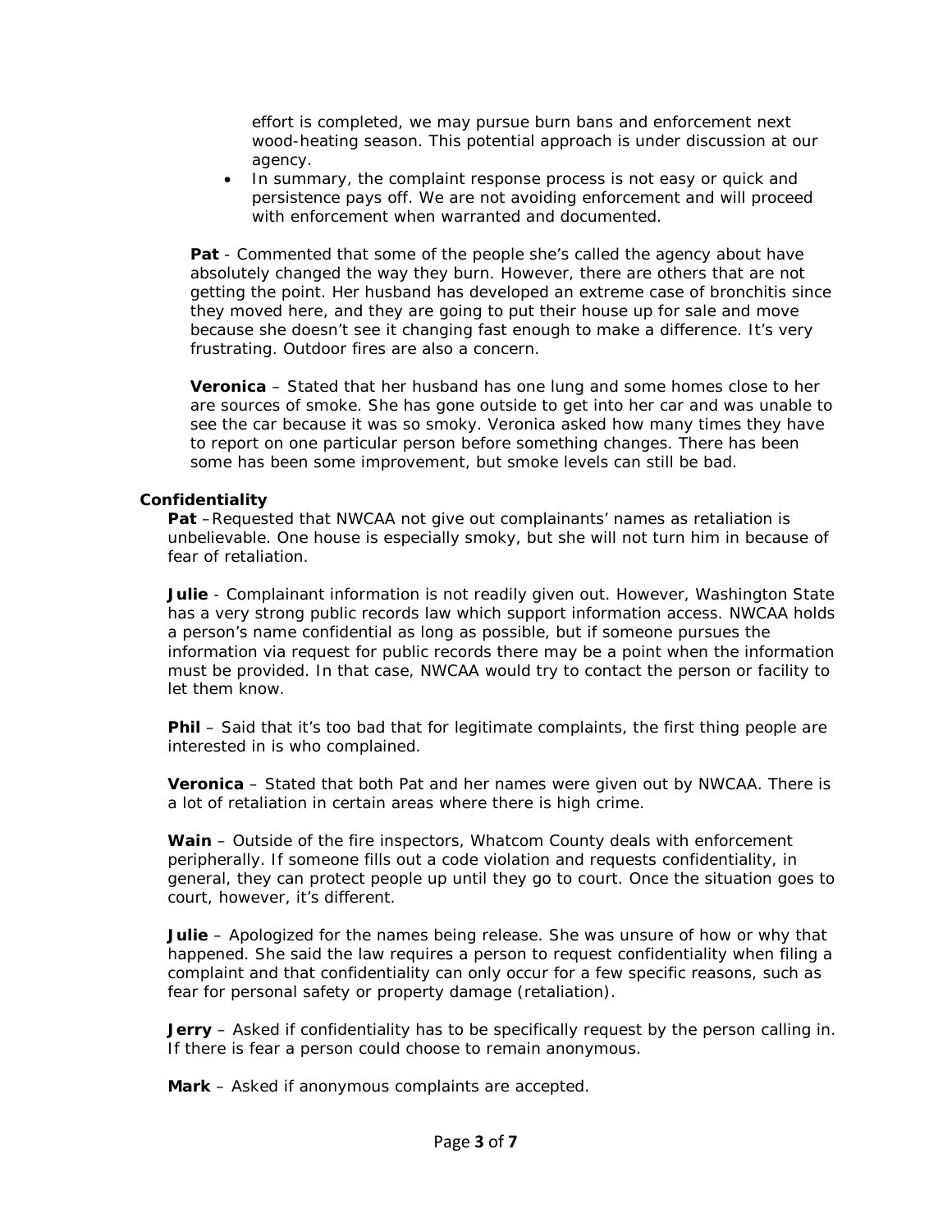effort is completed, we may pursue burn bans and enforcement next wood-heating season. This potential approach is under discussion at our agency.

- In summary, the complaint response process is not easy or quick and persistence pays off. We are not avoiding enforcement and will proceed with enforcement when warranted and documented.

**Pat** - Commented that some of the people she's called the agency about have absolutely changed the way they burn. However, there are others that are not getting the point. Her husband has developed an extreme case of bronchitis since they moved here, and they are going to put their house up for sale and move because she doesn't see it changing fast enough to make a difference. It's very frustrating. Outdoor fires are also a concern.

**Veronica** – Stated that her husband has one lung and some homes close to her are sources of smoke. She has gone outside to get into her car and was unable to see the car because it was so smoky. Veronica asked how many times they have to report on one particular person before something changes. There has been some has been some improvement, but smoke levels can still be bad.

**Confidentiality**

**Pat** –Requested that NWCAA not give out complainants' names as retaliation is unbelievable. One house is especially smoky, but she will not turn him in because of fear of retaliation.

**Julie** - Complainant information is not readily given out. However, Washington State has a very strong public records law which support information access. NWCAA holds a person's name confidential as long as possible, but if someone pursues the information via request for public records there may be a point when the information must be provided. In that case, NWCAA would try to contact the person or facility to let them know.

**Phil** – Said that it's too bad that for legitimate complaints, the first thing people are interested in is who complained.

**Veronica** – Stated that both Pat and her names were given out by NWCAA. There is a lot of retaliation in certain areas where there is high crime.

**Wain** – Outside of the fire inspectors, Whatcom County deals with enforcement peripherally. If someone fills out a code violation and requests confidentiality, in general, they can protect people up until they go to court. Once the situation goes to court, however, it's different.

**Julie** – Apologized for the names being release. She was unsure of how or why that happened. She said the law requires a person to request confidentiality when filing a complaint and that confidentiality can only occur for a few specific reasons, such as fear for personal safety or property damage (retaliation).

**Jerry** – Asked if confidentiality has to be specifically request by the person calling in. If there is fear a person could choose to remain anonymous.

**Mark** – Asked if anonymous complaints are accepted.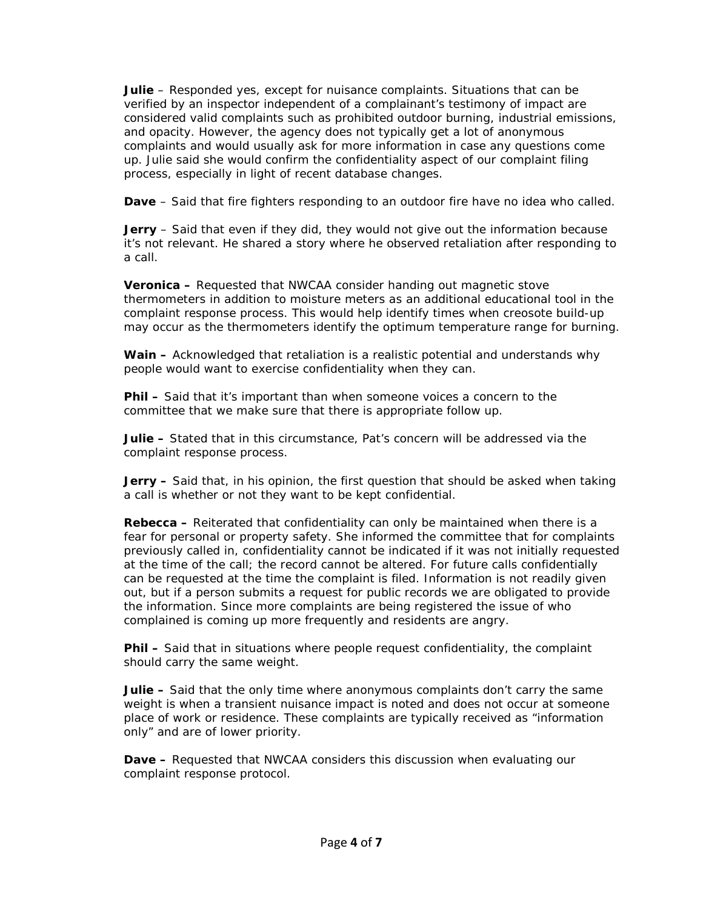**Julie** – Responded yes, except for nuisance complaints. Situations that can be verified by an inspector independent of a complainant's testimony of impact are considered valid complaints such as prohibited outdoor burning, industrial emissions, and opacity. However, the agency does not typically get a lot of anonymous complaints and would usually ask for more information in case any questions come up. Julie said she would confirm the confidentiality aspect of our complaint filing process, especially in light of recent database changes.

**Dave** – Said that fire fighters responding to an outdoor fire have no idea who called.

**Jerry** – Said that even if they did, they would not give out the information because it's not relevant. He shared a story where he observed retaliation after responding to a call.

**Veronica –** Requested that NWCAA consider handing out magnetic stove thermometers in addition to moisture meters as an additional educational tool in the complaint response process. This would help identify times when creosote build-up may occur as the thermometers identify the optimum temperature range for burning.

**Wain –** Acknowledged that retaliation is a realistic potential and understands why people would want to exercise confidentiality when they can.

**Phil –** Said that it's important than when someone voices a concern to the committee that we make sure that there is appropriate follow up.

**Julie –** Stated that in this circumstance, Pat's concern will be addressed via the complaint response process.

**Jerry –** Said that, in his opinion, the first question that should be asked when taking a call is whether or not they want to be kept confidential.

**Rebecca –** Reiterated that confidentiality can only be maintained when there is a fear for personal or property safety. She informed the committee that for complaints previously called in, confidentiality cannot be indicated if it was not initially requested at the time of the call; the record cannot be altered. For future calls confidentially can be requested at the time the complaint is filed. Information is not readily given out, but if a person submits a request for public records we are obligated to provide the information. Since more complaints are being registered the issue of who complained is coming up more frequently and residents are angry.

**Phil –** Said that in situations where people request confidentiality, the complaint should carry the same weight.

**Julie –** Said that the only time where anonymous complaints don't carry the same weight is when a transient nuisance impact is noted and does not occur at someone place of work or residence. These complaints are typically received as "information only" and are of lower priority.

**Dave –** Requested that NWCAA considers this discussion when evaluating our complaint response protocol.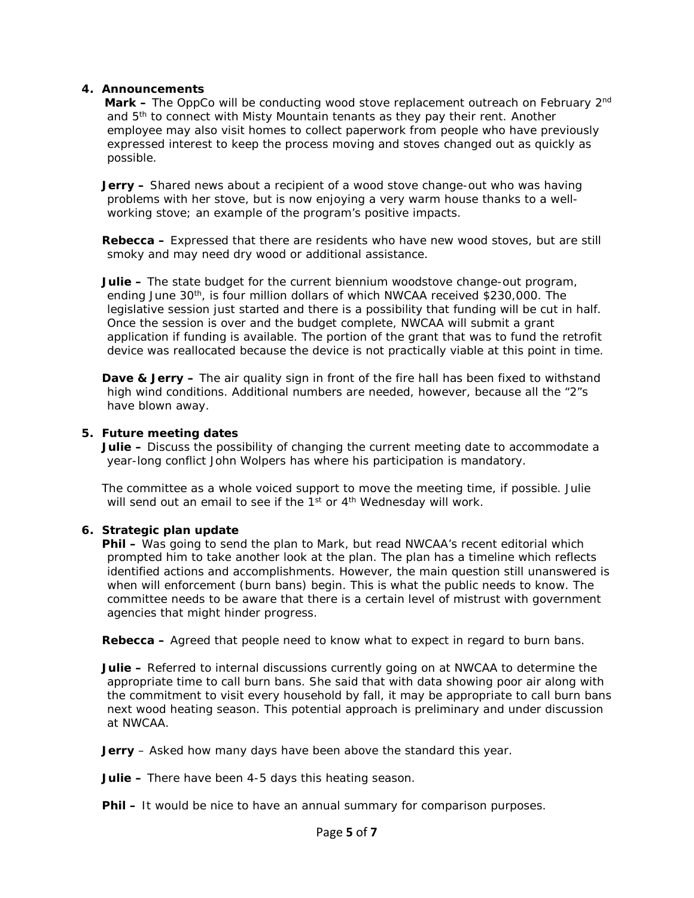4. **Announcements**

**Mark –** The OppCo will be conducting wood stove replacement outreach on February 2nd and 5th to connect with Misty Mountain tenants as they pay their rent. Another employee may also visit homes to collect paperwork from people who have previously expressed interest to keep the process moving and stoves changed out as quickly as possible.

**Jerry –** Shared news about a recipient of a wood stove change-out who was having problems with her stove, but is now enjoying a very warm house thanks to a well-working stove; an example of the program's positive impacts.

**Rebecca –** Expressed that there are residents who have new wood stoves, but are still smoky and may need dry wood or additional assistance.

**Julie –** The state budget for the current biennium woodstove change-out program, ending June 30th, is four million dollars of which NWCAA received $230,000. The legislative session just started and there is a possibility that funding will be cut in half. Once the session is over and the budget complete, NWCAA will submit a grant application if funding is available. The portion of the grant that was to fund the retrofit device was reallocated because the device is not practically viable at this point in time.

**Dave & Jerry –** The air quality sign in front of the fire hall has been fixed to withstand high wind conditions. Additional numbers are needed, however, because all the "2"s have blown away.

5. **Future meeting dates**

**Julie –** Discuss the possibility of changing the current meeting date to accommodate a year-long conflict John Wolpers has where his participation is mandatory.

The committee as a whole voiced support to move the meeting time, if possible. Julie will send out an email to see if the 1st or 4th Wednesday will work.

6. **Strategic plan update**

**Phil –** Was going to send the plan to Mark, but read NWCAA's recent editorial which prompted him to take another look at the plan. The plan has a timeline which reflects identified actions and accomplishments. However, the main question still unanswered is when will enforcement (burn bans) begin. This is what the public needs to know. The committee needs to be aware that there is a certain level of mistrust with government agencies that might hinder progress.

**Rebecca –** Agreed that people need to know what to expect in regard to burn bans.

**Julie –** Referred to internal discussions currently going on at NWCAA to determine the appropriate time to call burn bans. She said that with data showing poor air along with the commitment to visit every household by fall, it may be appropriate to call burn bans next wood heating season. This potential approach is preliminary and under discussion at NWCAA.

**Jerry** – Asked how many days have been above the standard this year.

**Julie –** There have been 4-5 days this heating season.

**Phil –** It would be nice to have an annual summary for comparison purposes.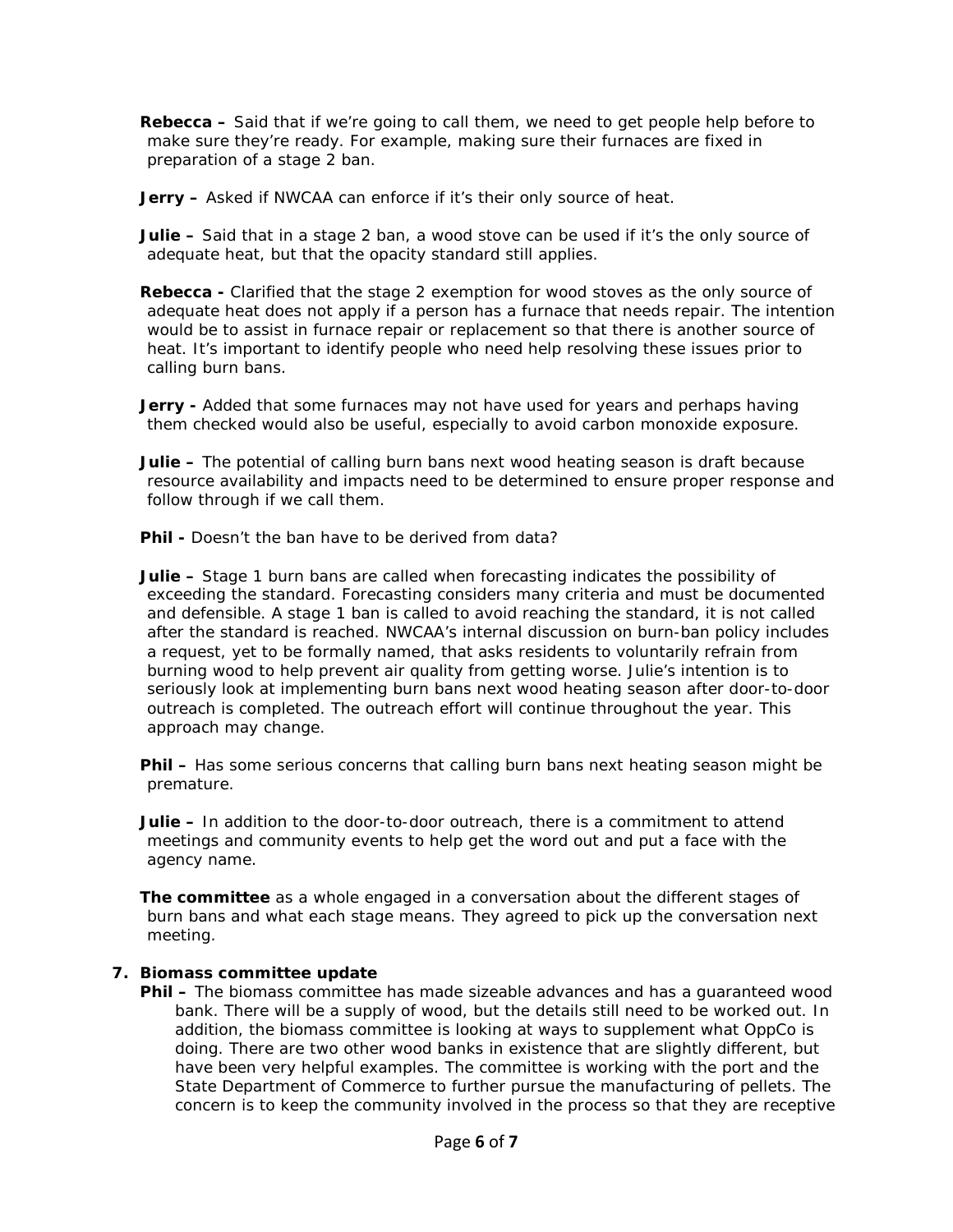**Rebecca –** Said that if we're going to call them, we need to get people help before to make sure they're ready. For example, making sure their furnaces are fixed in preparation of a stage 2 ban.

**Jerry –** Asked if NWCAA can enforce if it's their only source of heat.

**Julie –** Said that in a stage 2 ban, a wood stove can be used if it's the only source of adequate heat, but that the opacity standard still applies.

**Rebecca -** Clarified that the stage 2 exemption for wood stoves as the only source of adequate heat does not apply if a person has a furnace that needs repair. The intention would be to assist in furnace repair or replacement so that there is another source of heat. It's important to identify people who need help resolving these issues prior to calling burn bans.

**Jerry -** Added that some furnaces may not have used for years and perhaps having them checked would also be useful, especially to avoid carbon monoxide exposure.

**Julie –** The potential of calling burn bans next wood heating season is draft because resource availability and impacts need to be determined to ensure proper response and follow through if we call them.

**Phil -** Doesn't the ban have to be derived from data?

**Julie –** Stage 1 burn bans are called when forecasting indicates the possibility of exceeding the standard. Forecasting considers many criteria and must be documented and defensible. A stage 1 ban is called to avoid reaching the standard, it is not called after the standard is reached. NWCAA's internal discussion on burn-ban policy includes a request, yet to be formally named, that asks residents to voluntarily refrain from burning wood to help prevent air quality from getting worse. Julie's intention is to seriously look at implementing burn bans next wood heating season after door-to-door outreach is completed. The outreach effort will continue throughout the year. This approach may change.

**Phil –** Has some serious concerns that calling burn bans next heating season might be premature.

**Julie –** In addition to the door-to-door outreach, there is a commitment to attend meetings and community events to help get the word out and put a face with the agency name.

**The committee** as a whole engaged in a conversation about the different stages of burn bans and what each stage means. They agreed to pick up the conversation next meeting.

7. **Biomass committee update**

**Phil –** The biomass committee has made sizeable advances and has a guaranteed wood bank. There will be a supply of wood, but the details still need to be worked out. In addition, the biomass committee is looking at ways to supplement what OppCo is doing. There are two other wood banks in existence that are slightly different, but have been very helpful examples. The committee is working with the port and the State Department of Commerce to further pursue the manufacturing of pellets. The concern is to keep the community involved in the process so that they are receptive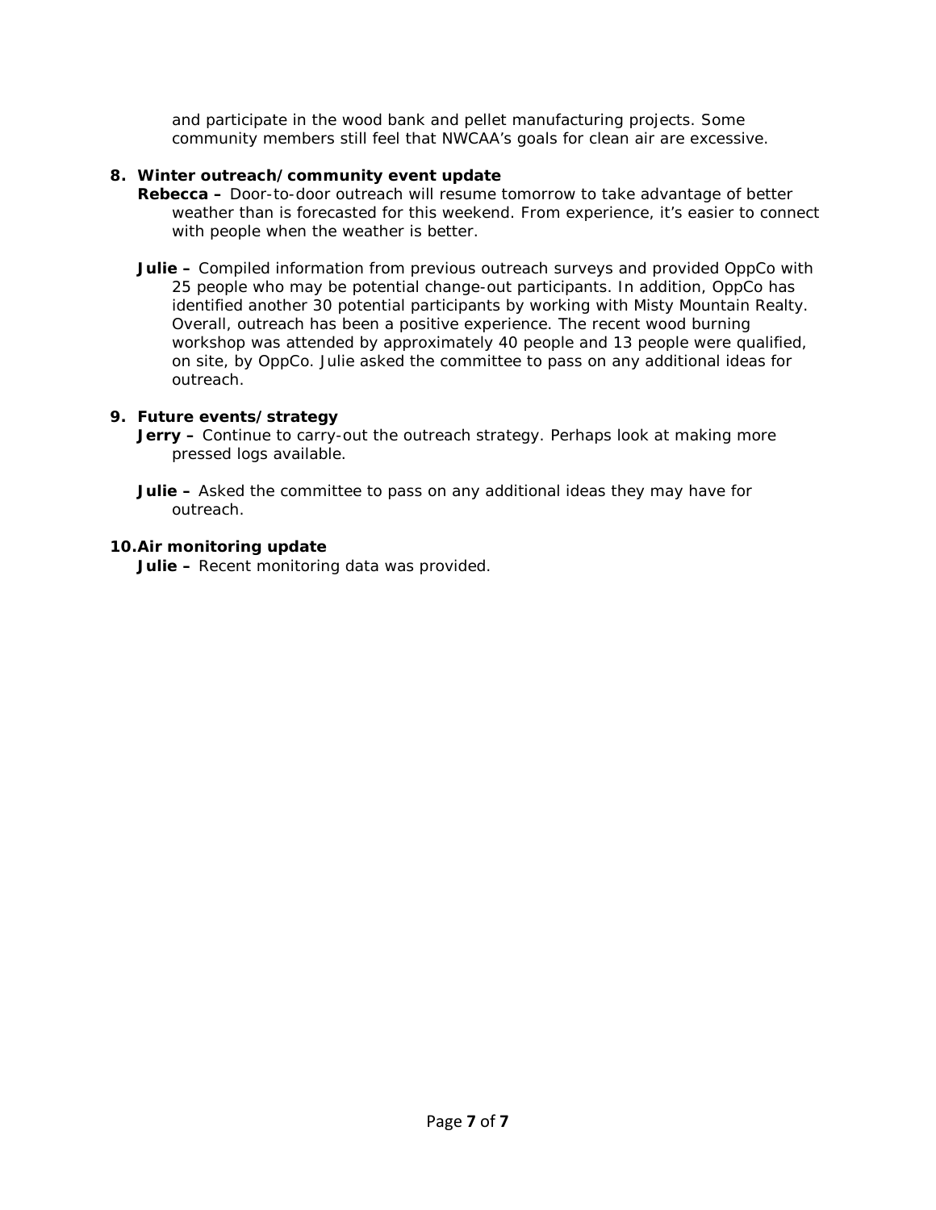and participate in the wood bank and pellet manufacturing projects. Some community members still feel that NWCAA's goals for clean air are excessive.

**8. Winter outreach/community event update**

**Rebecca –** Door-to-door outreach will resume tomorrow to take advantage of better weather than is forecasted for this weekend. From experience, it's easier to connect with people when the weather is better.

**Julie –** Compiled information from previous outreach surveys and provided OppCo with 25 people who may be potential change-out participants. In addition, OppCo has identified another 30 potential participants by working with Misty Mountain Realty. Overall, outreach has been a positive experience. The recent wood burning workshop was attended by approximately 40 people and 13 people were qualified, on site, by OppCo. Julie asked the committee to pass on any additional ideas for outreach.

**9. Future events/strategy**

**Jerry –** Continue to carry-out the outreach strategy. Perhaps look at making more pressed logs available.

**Julie –** Asked the committee to pass on any additional ideas they may have for outreach.

**10. Air monitoring update**

**Julie –** Recent monitoring data was provided.